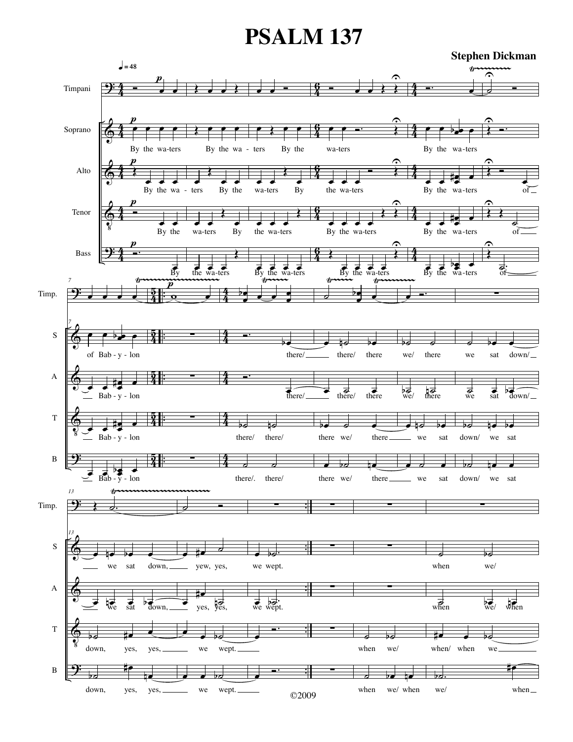# PSALM 137

**Stephen Dickman**

©2009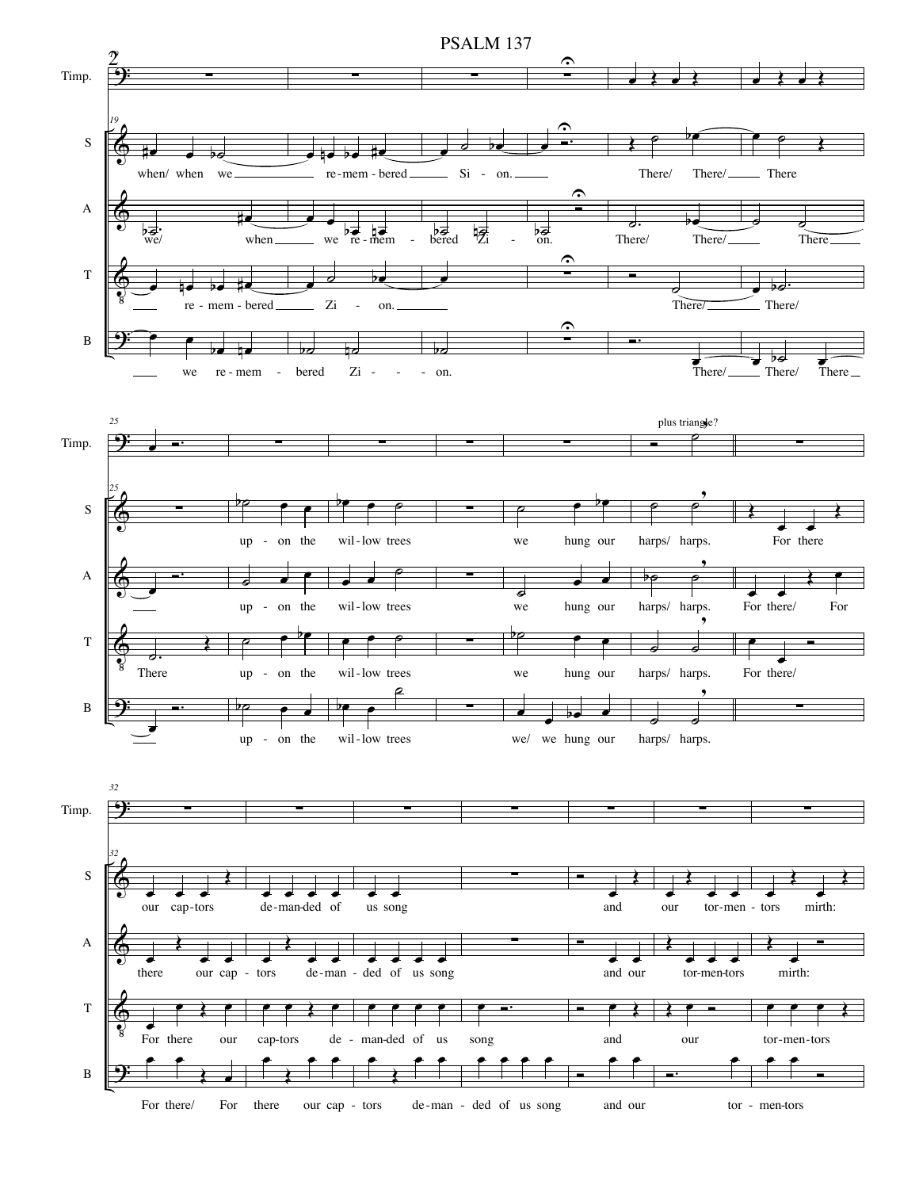# PSALM 137

*plus triangle?*

**S:** when/ when we re-mem-bered Si-on. There/ There/ There up-on the wil-low trees we hung our harps/ harps. For there our cap-tors de-man-ded of us song and our tor-men-tors mirth:

**A:** we/ when we re-mem-bered Zi-on. There/ There/ There up-on the wil-low trees we hung our harps/ harps. For there/ For there our cap-tors de-man-ded of us song and our tor-men-tors mirth:

**T:** re-mem-bered Zi-on. There/ There/ There up-on the wil-low trees we hung our harps/ harps. For there/ For there our cap-tors de-man-ded of us song and our tor-men-tors

**B:** we re-mem-bered Zi-on. There/ There/ There up-on the wil-low trees we/ we hung our harps/ harps. For there/ For there our cap-tors de-man-ded of us song and our tor-men-tors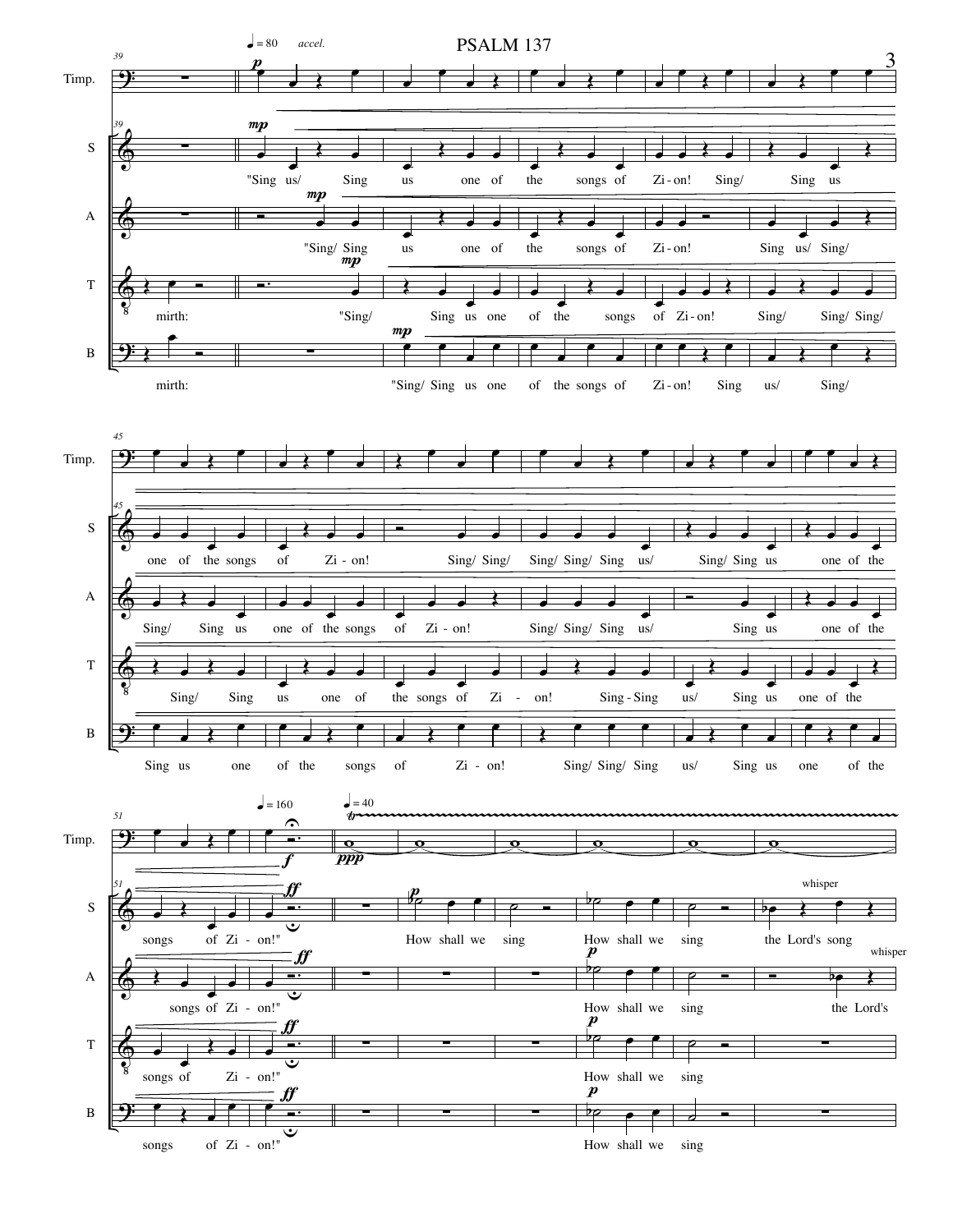Timp.
S
A
T
B

♩ = 80 *accel.*

**S:** "Sing us/ Sing us one of the songs of Zi - on! Sing/ Sing us one of the songs of Zi - on! Sing/ Sing/ Sing/ Sing/ Sing us/ Sing/ Sing us one of the songs of Zi - on!"

**A:** "Sing/ Sing us one of the songs of Zi - on! Sing us/ Sing/ Sing/ Sing us one of the songs of Zi - on! Sing/ Sing/ Sing us/ Sing us one of the songs of Zi - on!"

**T:** mirth: "Sing/ Sing us one of the songs of Zi - on! Sing/ Sing/ Sing/ Sing/ Sing us one of the songs of Zi - on! Sing - Sing us/ Sing us one of the songs of Zi - on!"

**B:** mirth: "Sing/ Sing us one of the songs of Zi - on! Sing us/ Sing/ Sing us one of the songs of Zi - on! Sing/ Sing/ Sing us/ Sing us one of the songs of Zi - on!"

♩ = 160

♩ = 40

**S:** How shall we sing How shall we sing the Lord's song *(whisper)*

**A:** How shall we sing the Lord's *(whisper)*

**T:** How shall we sing

**B:** How shall we sing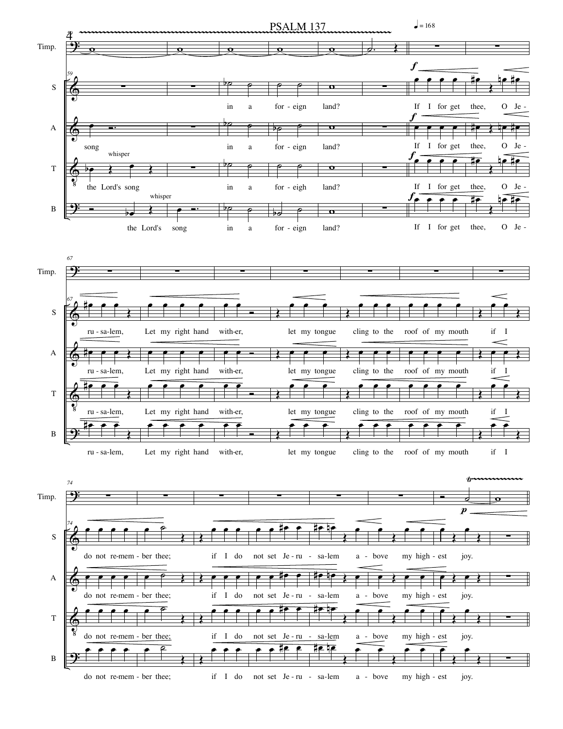# PSALM 137

♩ = 168

Timp. / S / A / T / B

*whisper*

S: in a for - eign land? If I for get thee, O Je - ru - sa-lem, Let my right hand with-er, let my tongue cling to the roof of my mouth if I do not re-mem - ber thee; if I do not set Je - ru - sa-lem a - bove my high - est joy.

A: song in a for - eign land? If I for get thee, O Je - ru - sa-lem, Let my right hand with-er, let my tongue cling to the roof of my mouth if I do not re-mem - ber thee; if I do not set Je - ru - sa-lem a - bove my high - est joy.

T: the Lord's song in a for - eigh land? If I for get thee, O Je - ru - sa-lem, Let my right hand with-er, let my tongue cling to the roof of my mouth if I do not re-mem - ber thee; if I do not set Je - ru - sa-lem a - bove my high - est joy.

B: the Lord's song in a for - eign land? If I for get thee, O Je - ru - sa-lem, Let my right hand with-er, let my tongue cling to the roof of my mouth if I do not re-mem - ber thee; if I do not set Je - ru - sa-lem a - bove my high - est joy.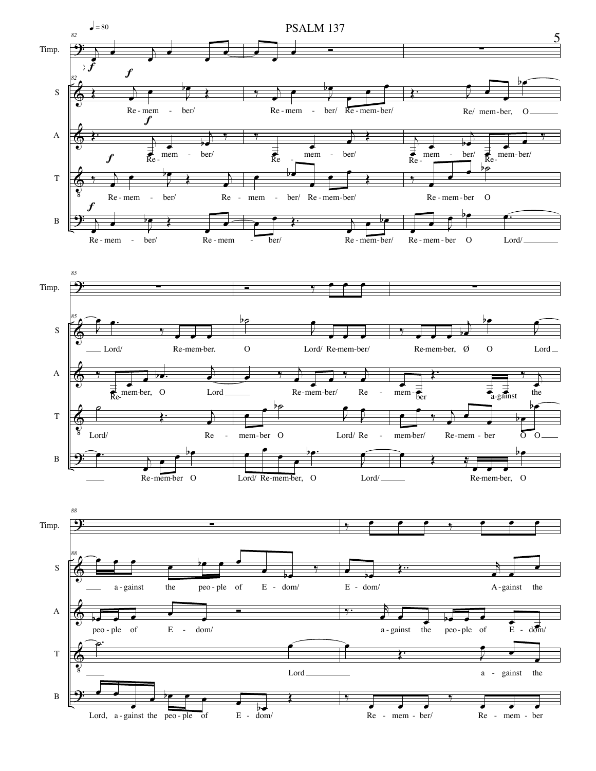# PSALM 137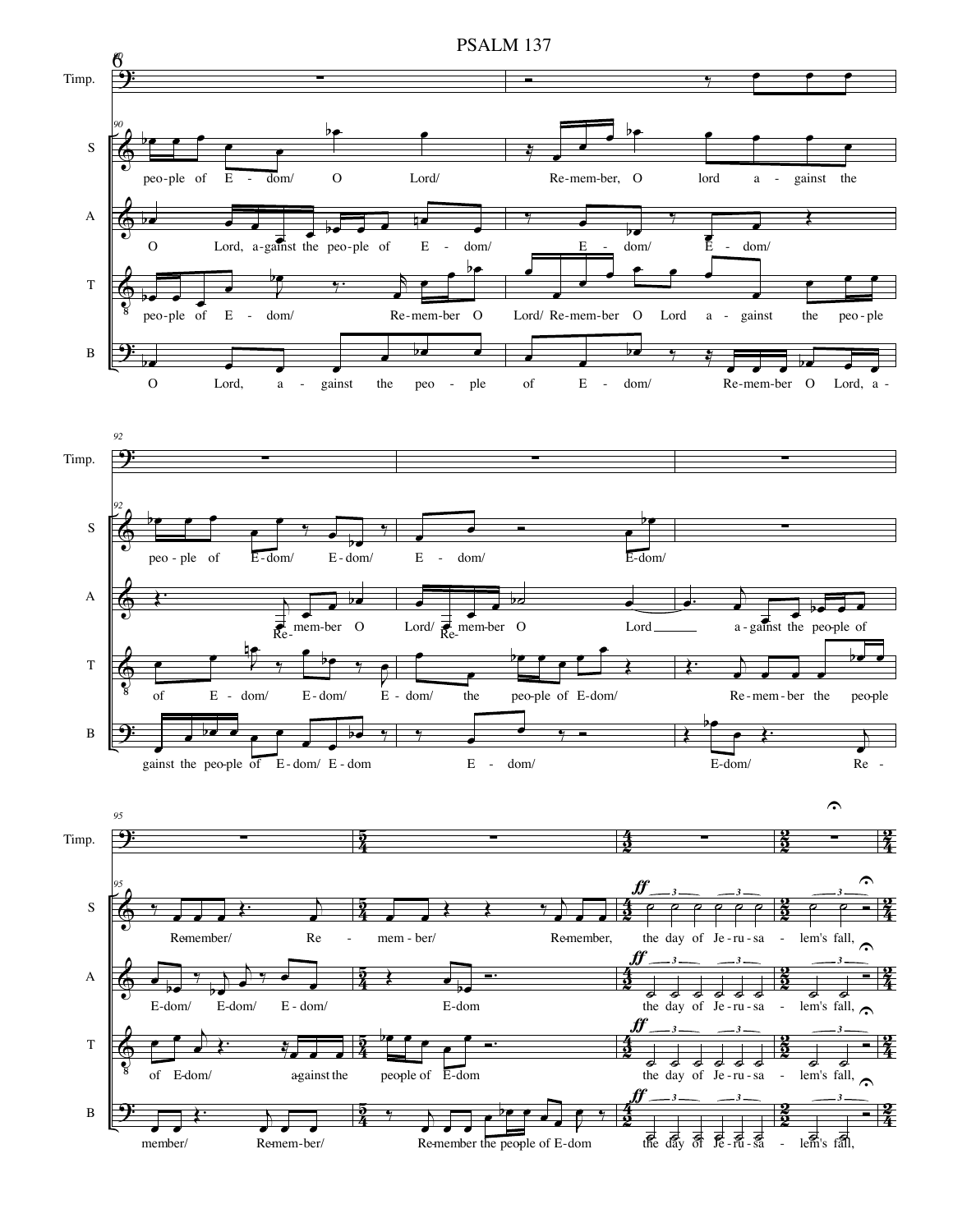# PSALM 137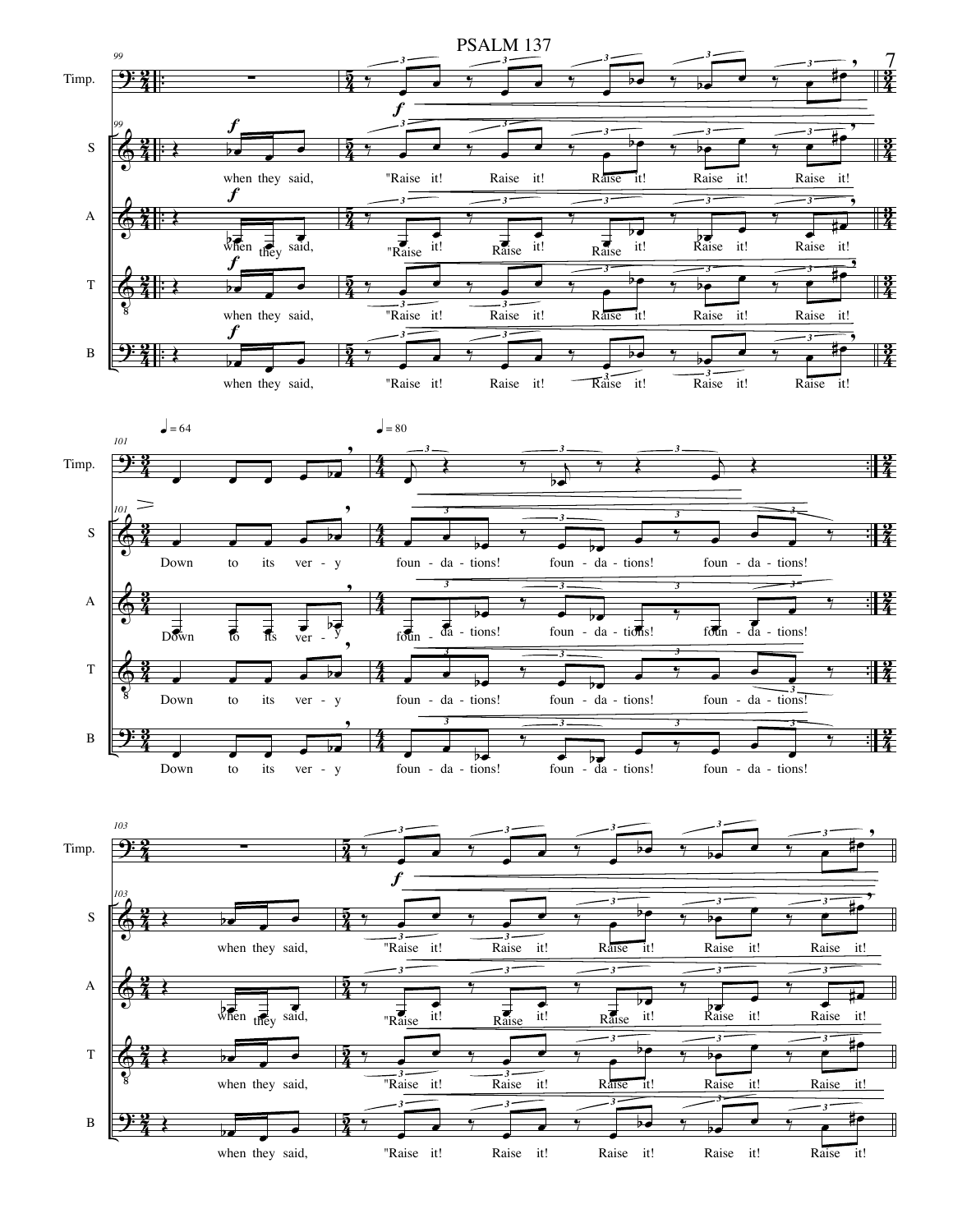# PSALM 137

Timp.

S — when they said, "Raise it! Raise it! Raise it! Raise it! Raise it!

A — when they said, "Raise it! Raise it! Raise it! Raise it! Raise it!

T — when they said, "Raise it! Raise it! Raise it! Raise it! Raise it!

B — when they said, "Raise it! Raise it! Raise it! Raise it! Raise it!

♩ = 64 ♩ = 80

S — Down to its ver - y foun - da - tions! foun - da - tions! foun - da - tions!

A — Down to its ver - y foun - da - tions! foun - da - tions! foun - da - tions!

T — Down to its ver - y foun - da - tions! foun - da - tions! foun - da - tions!

B — Down to its ver - y foun - da - tions! foun - da - tions! foun - da - tions!

S — when they said, "Raise it! Raise it! Raise it! Raise it! Raise it!

A — when they said, "Raise it! Raise it! Raise it! Raise it! Raise it!

T — when they said, "Raise it! Raise it! Raise it! Raise it! Raise it!

B — when they said, "Raise it! Raise it! Raise it! Raise it! Raise it!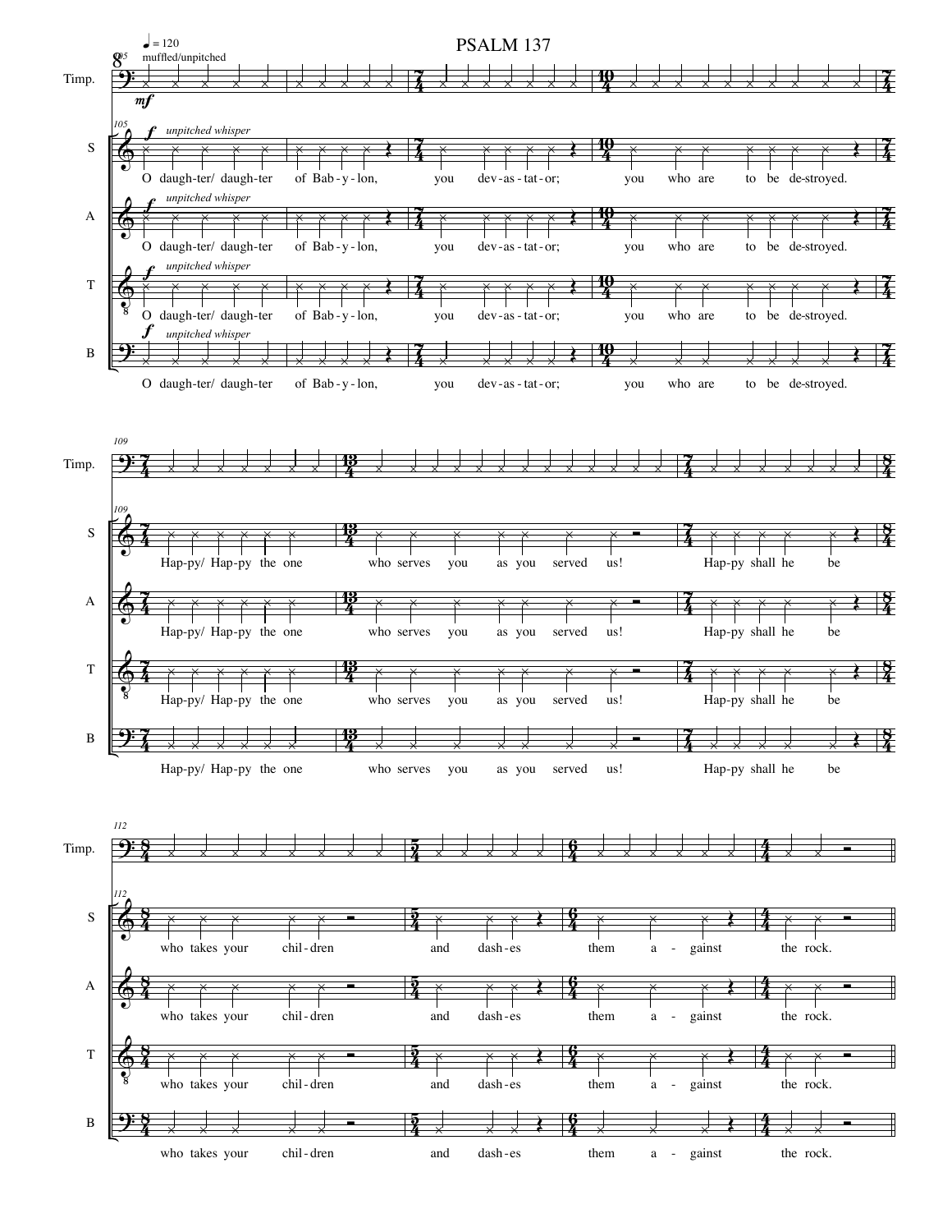# PSALM 137

♩ = 120

muffled/unpitched

*unpitched whisper*

O daugh-ter/ daugh-ter of Bab-y-lon, you dev-as-tat-or; you who are to be de-stroyed.

Hap-py/ Hap-py the one who serves you as you served us! Hap-py shall he be

who takes your chil-dren and dash-es them a - gainst the rock.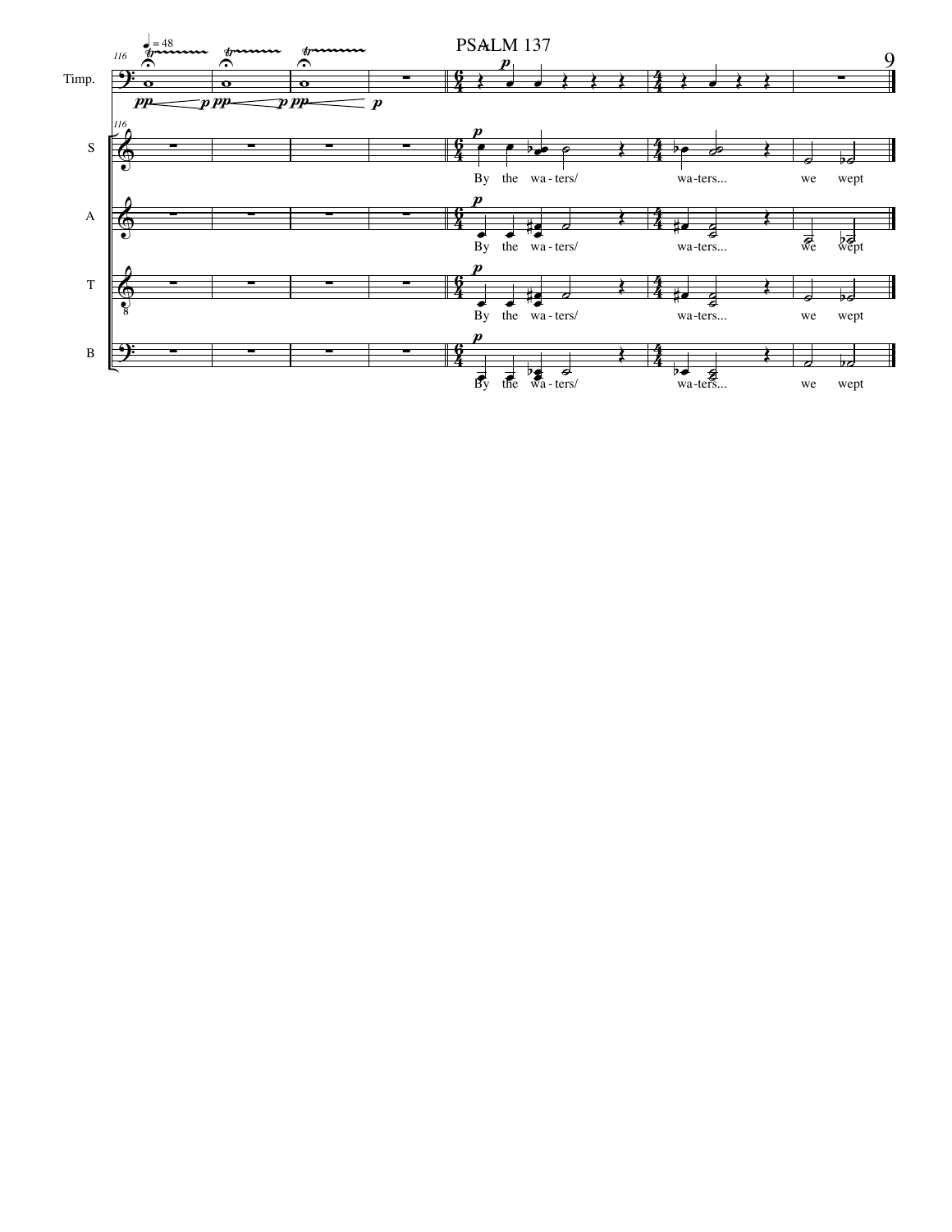Timp.

S

A

T

B

By the wa - ters/ wa-ters... we wept

By the wa - ters/ wa-ters... we wept

By the wa - ters/ wa-ters... we wept

By the wa - ters/ wa-ters... we wept